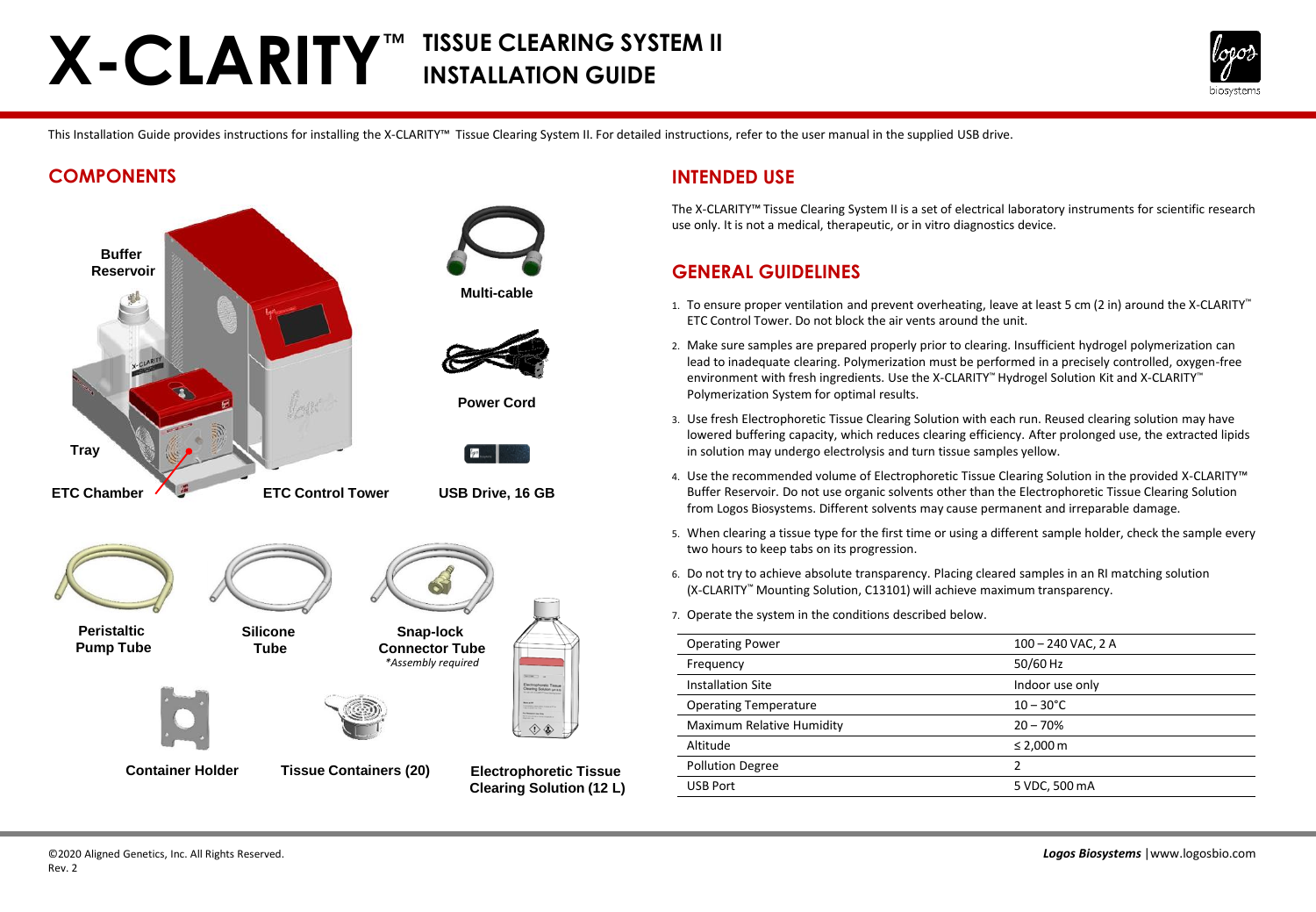# X-CLARITY™ TISSUE CLEARING SYSTEM II INSTALLATION GUIDE

This Installation Guide provides instructions for installing the X-CLARITY™ Tissue Clearing System II. For detailed instructions, refer to the user manual in the supplied USB drive.

## COMPONENTS

- Buffer Reservoir
- Tray
- ETC Chamber
- ETC Control Tower
- Multi-cable
- Power Cord
- USB Drive, 16 GB
- Peristaltic Pump Tube
- Silicone Tube
- Snap-lock Connector Tube *\*Assembly required*
- Container Holder
- Tissue Containers (20)
- Electrophoretic Tissue Clearing Solution (12 L)

## INTENDED USE

The X-CLARITY™ Tissue Clearing System II is a set of electrical laboratory instruments for scientific research use only. It is not a medical, therapeutic, or in vitro diagnostics device.

## GENERAL GUIDELINES

1. To ensure proper ventilation and prevent overheating, leave at least 5 cm (2 in) around the X-CLARITY™ ETC Control Tower. Do not block the air vents around the unit.
2. Make sure samples are prepared properly prior to clearing. Insufficient hydrogel polymerization can lead to inadequate clearing. Polymerization must be performed in a precisely controlled, oxygen-free environment with fresh ingredients. Use the X-CLARITY™ Hydrogel Solution Kit and X-CLARITY™ Polymerization System for optimal results.
3. Use fresh Electrophoretic Tissue Clearing Solution with each run. Reused clearing solution may have lowered buffering capacity, which reduces clearing efficiency. After prolonged use, the extracted lipids in solution may undergo electrolysis and turn tissue samples yellow.
4. Use the recommended volume of Electrophoretic Tissue Clearing Solution in the provided X-CLARITY™ Buffer Reservoir. Do not use organic solvents other than the Electrophoretic Tissue Clearing Solution from Logos Biosystems. Different solvents may cause permanent and irreparable damage.
5. When clearing a tissue type for the first time or using a different sample holder, check the sample every two hours to keep tabs on its progression.
6. Do not try to achieve absolute transparency. Placing cleared samples in an RI matching solution (X-CLARITY™ Mounting Solution, C13101) will achieve maximum transparency.
7. Operate the system in the conditions described below.

| | |
|---|---|
| Operating Power | 100 – 240 VAC, 2 A |
| Frequency | 50/60 Hz |
| Installation Site | Indoor use only |
| Operating Temperature | 10 – 30°C |
| Maximum Relative Humidity | 20 – 70% |
| Altitude | ≤ 2,000 m |
| Pollution Degree | 2 |
| USB Port | 5 VDC, 500 mA |

©2020 Aligned Genetics, Inc. All Rights Reserved.
Rev. 2

*Logos Biosystems* | www.logosbio.com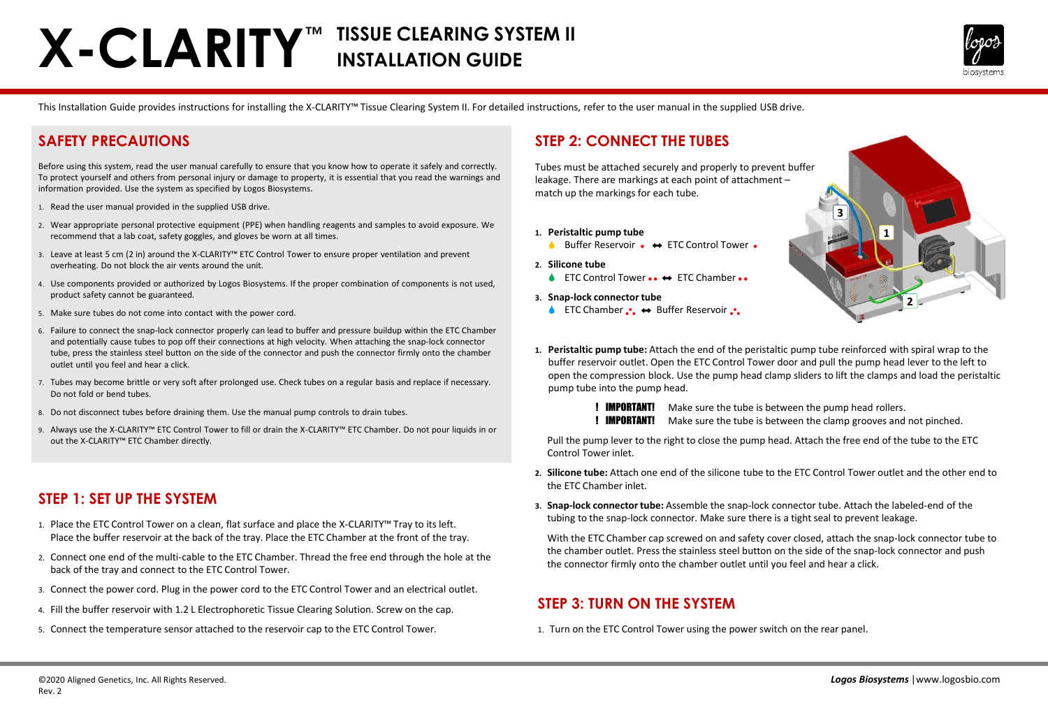# X-CLARITY™ TISSUE CLEARING SYSTEM II INSTALLATION GUIDE

This Installation Guide provides instructions for installing the X-CLARITY™ Tissue Clearing System II. For detailed instructions, refer to the user manual in the supplied USB drive.

## SAFETY PRECAUTIONS

Before using this system, read the user manual carefully to ensure that you know how to operate it safely and correctly. To protect yourself and others from personal injury or damage to property, it is essential that you read the warnings and information provided. Use the system as specified by Logos Biosystems.

1. Read the user manual provided in the supplied USB drive.
2. Wear appropriate personal protective equipment (PPE) when handling reagents and samples to avoid exposure. We recommend that a lab coat, safety goggles, and gloves be worn at all times.
3. Leave at least 5 cm (2 in) around the X-CLARITY™ ETC Control Tower to ensure proper ventilation and prevent overheating. Do not block the air vents around the unit.
4. Use components provided or authorized by Logos Biosystems. If the proper combination of components is not used, product safety cannot be guaranteed.
5. Make sure tubes do not come into contact with the power cord.
6. Failure to connect the snap-lock connector properly can lead to buffer and pressure buildup within the ETC Chamber and potentially cause tubes to pop off their connections at high velocity. When attaching the snap-lock connector tube, press the stainless steel button on the side of the connector and push the connector firmly onto the chamber outlet until you feel and hear a click.
7. Tubes may become brittle or very soft after prolonged use. Check tubes on a regular basis and replace if necessary. Do not fold or bend tubes.
8. Do not disconnect tubes before draining them. Use the manual pump controls to drain tubes.
9. Always use the X-CLARITY™ ETC Control Tower to fill or drain the X-CLARITY™ ETC Chamber. Do not pour liquids in or out the X-CLARITY™ ETC Chamber directly.

## STEP 1: SET UP THE SYSTEM

1. Place the ETC Control Tower on a clean, flat surface and place the X-CLARITY™ Tray to its left. Place the buffer reservoir at the back of the tray. Place the ETC Chamber at the front of the tray.
2. Connect one end of the multi-cable to the ETC Chamber. Thread the free end through the hole at the back of the tray and connect to the ETC Control Tower.
3. Connect the power cord. Plug in the power cord to the ETC Control Tower and an electrical outlet.
4. Fill the buffer reservoir with 1.2 L Electrophoretic Tissue Clearing Solution. Screw on the cap.
5. Connect the temperature sensor attached to the reservoir cap to the ETC Control Tower.

## STEP 2: CONNECT THE TUBES

Tubes must be attached securely and properly to prevent buffer leakage. There are markings at each point of attachment – match up the markings for each tube.

1. **Peristaltic pump tube**
   - Buffer Reservoir • ↔ ETC Control Tower •
2. **Silicone tube**
   - ETC Control Tower •• ↔ ETC Chamber ••
3. **Snap-lock connector tube**
   - ETC Chamber ∴ ↔ Buffer Reservoir ∴

1
2
3

1. **Peristaltic pump tube:** Attach the end of the peristaltic pump tube reinforced with spiral wrap to the buffer reservoir outlet. Open the ETC Control Tower door and pull the pump head lever to the left to open the compression block. Use the pump head clamp sliders to lift the clamps and load the peristaltic pump tube into the pump head.

   **! IMPORTANT!** Make sure the tube is between the pump head rollers.
   **! IMPORTANT!** Make sure the tube is between the clamp grooves and not pinched.

   Pull the pump lever to the right to close the pump head. Attach the free end of the tube to the ETC Control Tower inlet.
2. **Silicone tube:** Attach one end of the silicone tube to the ETC Control Tower outlet and the other end to the ETC Chamber inlet.
3. **Snap-lock connector tube:** Assemble the snap-lock connector tube. Attach the labeled-end of the tubing to the snap-lock connector. Make sure there is a tight seal to prevent leakage.

   With the ETC Chamber cap screwed on and safety cover closed, attach the snap-lock connector tube to the chamber outlet. Press the stainless steel button on the side of the snap-lock connector and push the connector firmly onto the chamber outlet until you feel and hear a click.

## STEP 3: TURN ON THE SYSTEM

1. Turn on the ETC Control Tower using the power switch on the rear panel.

©2020 Aligned Genetics, Inc. All Rights Reserved.
Rev. 2

*Logos Biosystems* | www.logosbio.com